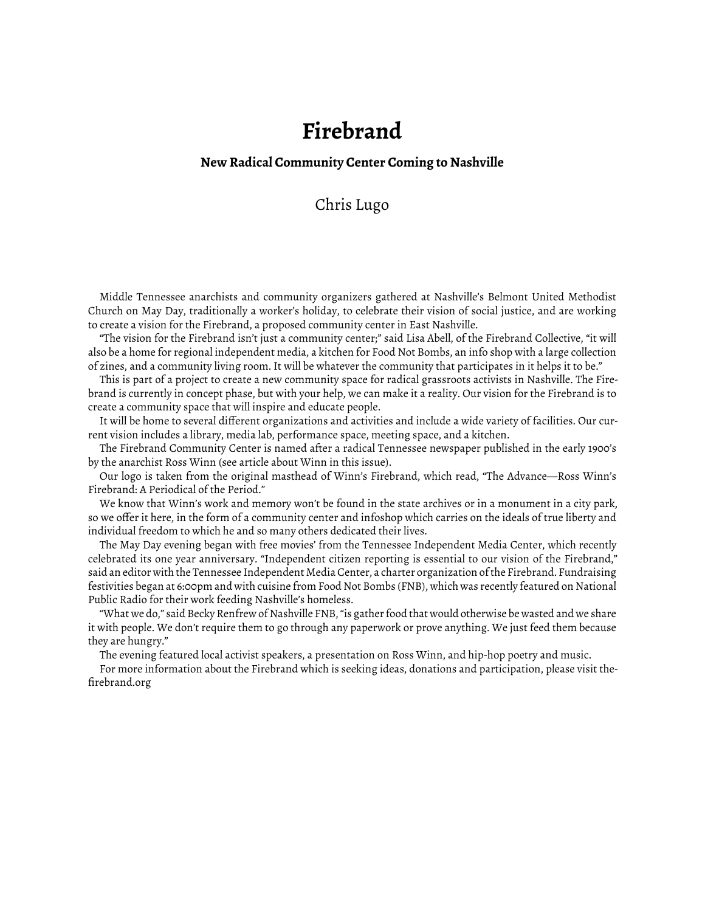# Firebrand

### New Radical Community Center Coming to Nashville

Chris Lugo

Middle Tennessee anarchists and community organizers gathered at Nashville's Belmont United Methodist Church on May Day, traditionally a worker's holiday, to celebrate their vision of social justice, and are working to create a vision for the Firebrand, a proposed community center in East Nashville.

"The vision for the Firebrand isn't just a community center;" said Lisa Abell, of the Firebrand Collective, "it will also be a home for regional independent media, a kitchen for Food Not Bombs, an info shop with a large collection of zines, and a community living room. It will be whatever the community that participates in it helps it to be."

This is part of a project to create a new community space for radical grassroots activists in Nashville. The Firebrand is currently in concept phase, but with your help, we can make it a reality. Our vision for the Firebrand is to create a community space that will inspire and educate people.

It will be home to several different organizations and activities and include a wide variety of facilities. Our current vision includes a library, media lab, performance space, meeting space, and a kitchen.

The Firebrand Community Center is named after a radical Tennessee newspaper published in the early 1900's by the anarchist Ross Winn (see article about Winn in this issue).

Our logo is taken from the original masthead of Winn's Firebrand, which read, "The Advance—Ross Winn's Firebrand: A Periodical of the Period."

We know that Winn's work and memory won't be found in the state archives or in a monument in a city park, so we offer it here, in the form of a community center and infoshop which carries on the ideals of true liberty and individual freedom to which he and so many others dedicated their lives.

The May Day evening began with free movies' from the Tennessee Independent Media Center, which recently celebrated its one year anniversary. "Independent citizen reporting is essential to our vision of the Firebrand," said an editor with the Tennessee Independent Media Center, a charter organization of the Firebrand. Fundraising festivities began at 6:00pm and with cuisine from Food Not Bombs (FNB), which was recently featured on National Public Radio for their work feeding Nashville's homeless.

"What we do," said Becky Renfrew of Nashville FNB, "is gather food that would otherwise be wasted and we share it with people. We don't require them to go through any paperwork or prove anything. We just feed them because they are hungry."

The evening featured local activist speakers, a presentation on Ross Winn, and hip-hop poetry and music.

For more information about the Firebrand which is seeking ideas, donations and participation, please visit thefirebrand.org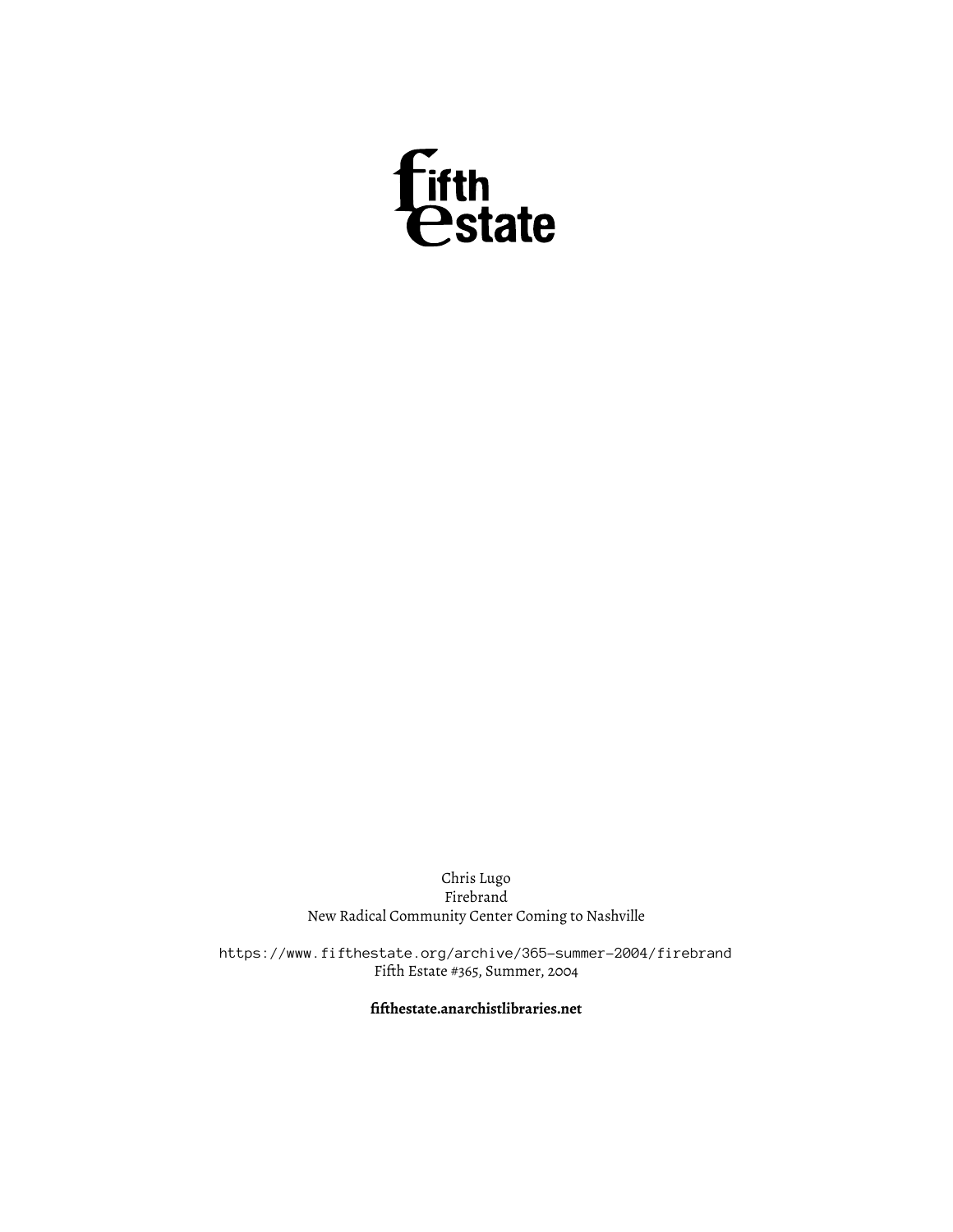Fifth Estate

Chris Lugo
Firebrand
New Radical Community Center Coming to Nashville

https://www.fifthestate.org/archive/365-summer-2004/firebrand
Fifth Estate #365, Summer, 2004

**fifthestate.anarchistlibraries.net**